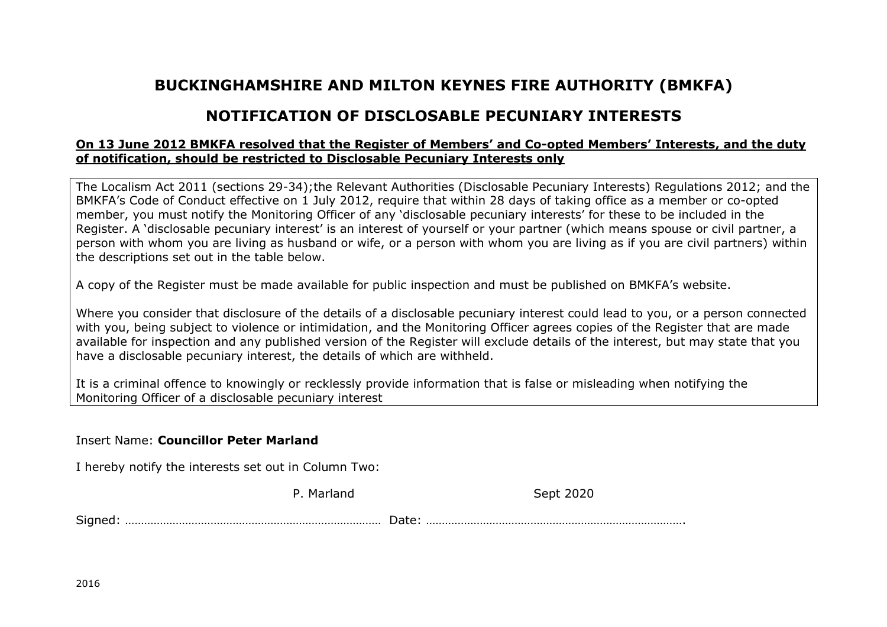# BUCKINGHAMSHIRE AND MILTON KEYNES FIRE AUTHORITY (BMKFA)

## NOTIFICATION OF DISCLOSABLE PECUNIARY INTERESTS

**On 13 June 2012 BMKFA resolved that the Register of Members' and Co-opted Members' Interests, and the duty of notification, should be restricted to Disclosable Pecuniary Interests only**

The Localism Act 2011 (sections 29-34);the Relevant Authorities (Disclosable Pecuniary Interests) Regulations 2012; and the BMKFA's Code of Conduct effective on 1 July 2012, require that within 28 days of taking office as a member or co-opted member, you must notify the Monitoring Officer of any 'disclosable pecuniary interests' for these to be included in the Register. A 'disclosable pecuniary interest' is an interest of yourself or your partner (which means spouse or civil partner, a person with whom you are living as husband or wife, or a person with whom you are living as if you are civil partners) within the descriptions set out in the table below.

A copy of the Register must be made available for public inspection and must be published on BMKFA's website.

Where you consider that disclosure of the details of a disclosable pecuniary interest could lead to you, or a person connected with you, being subject to violence or intimidation, and the Monitoring Officer agrees copies of the Register that are made available for inspection and any published version of the Register will exclude details of the interest, but may state that you have a disclosable pecuniary interest, the details of which are withheld.

It is a criminal offence to knowingly or recklessly provide information that is false or misleading when notifying the Monitoring Officer of a disclosable pecuniary interest

Insert Name: **Councillor Peter Marland**

I hereby notify the interests set out in Column Two:

Signed: P. Marland Date: Sept 2020

2016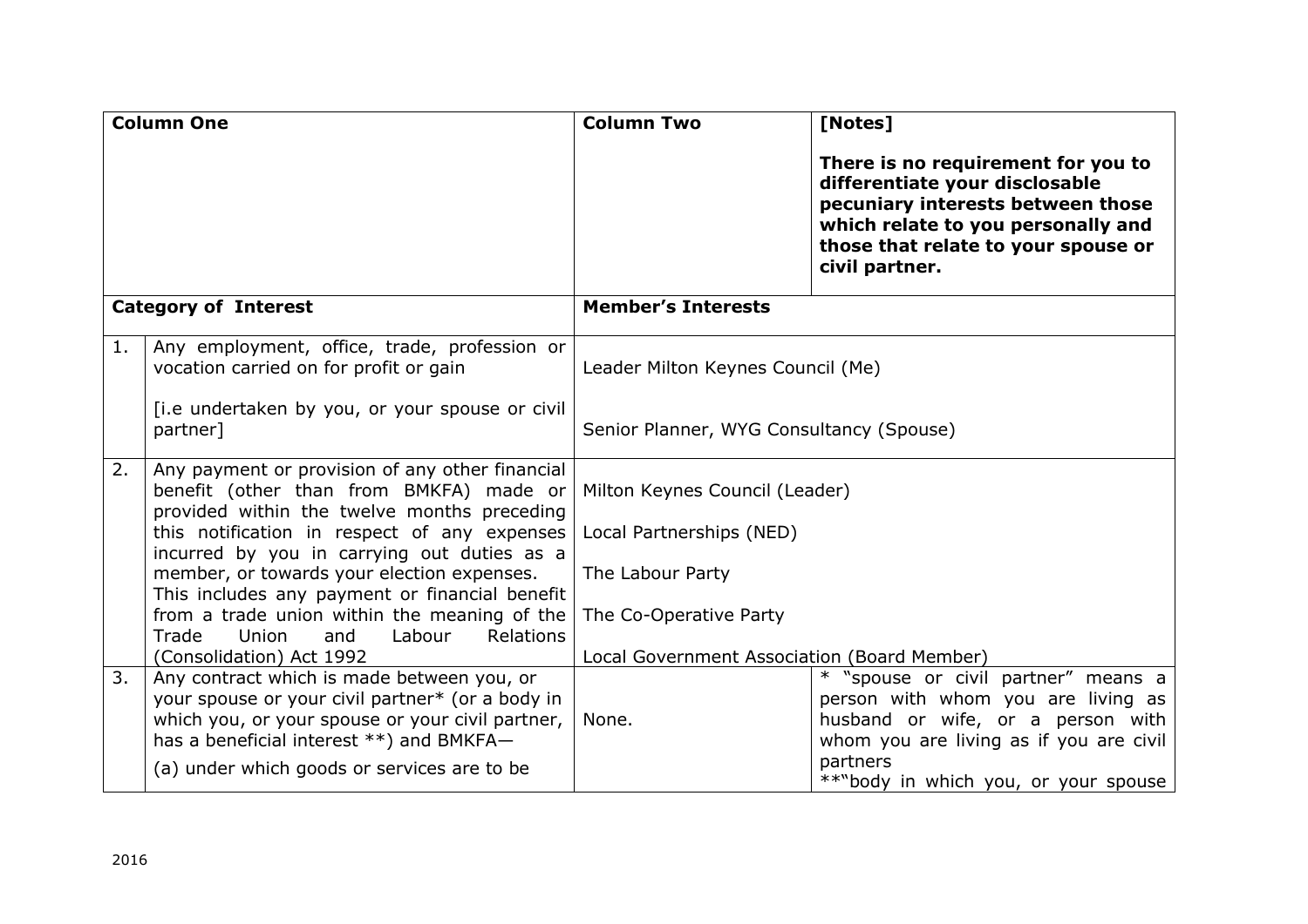| Column One | | Column Two | [Notes]<br><br>**There is no requirement for you to differentiate your disclosable pecuniary interests between those which relate to you personally and those that relate to your spouse or civil partner.** |
|---|---|---|---|
| **Category of Interest** | | **Member's Interests** | |
| 1. | Any employment, office, trade, profession or vocation carried on for profit or gain<br><br>[i.e undertaken by you, or your spouse or civil partner] | Leader Milton Keynes Council (Me)<br><br>Senior Planner, WYG Consultancy (Spouse) | |
| 2. | Any payment or provision of any other financial benefit (other than from BMKFA) made or provided within the twelve months preceding this notification in respect of any expenses incurred by you in carrying out duties as a member, or towards your election expenses. This includes any payment or financial benefit from a trade union within the meaning of the Trade Union and Labour Relations (Consolidation) Act 1992 | Milton Keynes Council (Leader)<br><br>Local Partnerships (NED)<br><br>The Labour Party<br><br>The Co-Operative Party<br><br>Local Government Association (Board Member) | |
| 3. | Any contract which is made between you, or your spouse or your civil partner* (or a body in which you, or your spouse or your civil partner, has a beneficial interest **) and BMKFA—<br><br>(a) under which goods or services are to be | None. | * "spouse or civil partner" means a person with whom you are living as husband or wife, or a person with whom you are living as if you are civil partners<br>**"body in which you, or your spouse |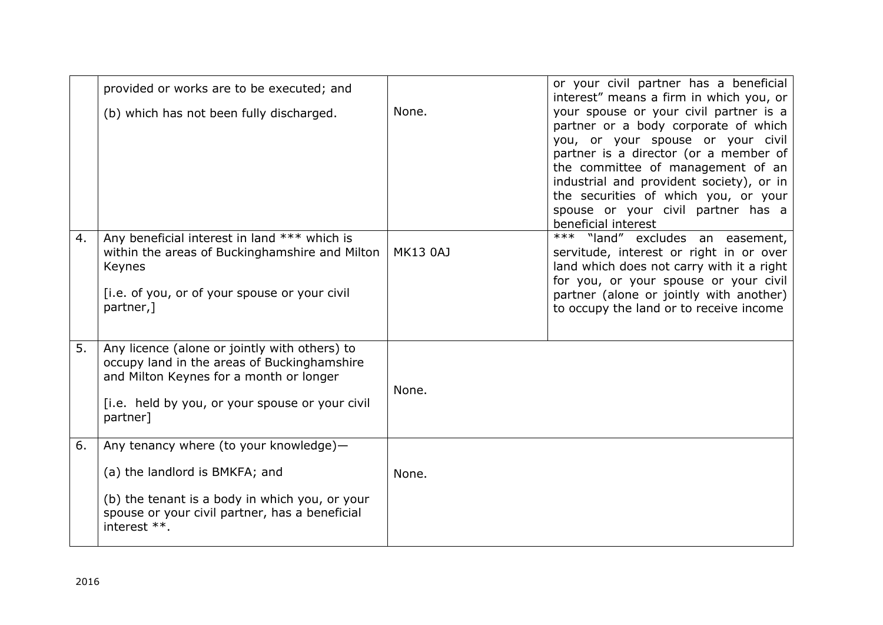|  |  |  |  |
|---|---|---|---|
|  | provided or works are to be executed; and<br><br>(b) which has not been fully discharged. | None. | or your civil partner has a beneficial interest" means a firm in which you, or your spouse or your civil partner is a partner or a body corporate of which you, or your spouse or your civil partner is a director (or a member of the committee of management of an industrial and provident society), or in the securities of which you, or your spouse or your civil partner has a beneficial interest |
| 4. | Any beneficial interest in land *** which is within the areas of Buckinghamshire and Milton Keynes<br><br>[i.e. of you, or of your spouse or your civil partner,] | MK13 0AJ | *** "land" excludes an easement, servitude, interest or right in or over land which does not carry with it a right for you, or your spouse or your civil partner (alone or jointly with another) to occupy the land or to receive income |
| 5. | Any licence (alone or jointly with others) to occupy land in the areas of Buckinghamshire and Milton Keynes for a month or longer<br><br>[i.e. held by you, or your spouse or your civil partner] | None. |  |
| 6. | Any tenancy where (to your knowledge)—<br><br>(a) the landlord is BMKFA; and<br><br>(b) the tenant is a body in which you, or your spouse or your civil partner, has a beneficial interest **. | None. |  |

2016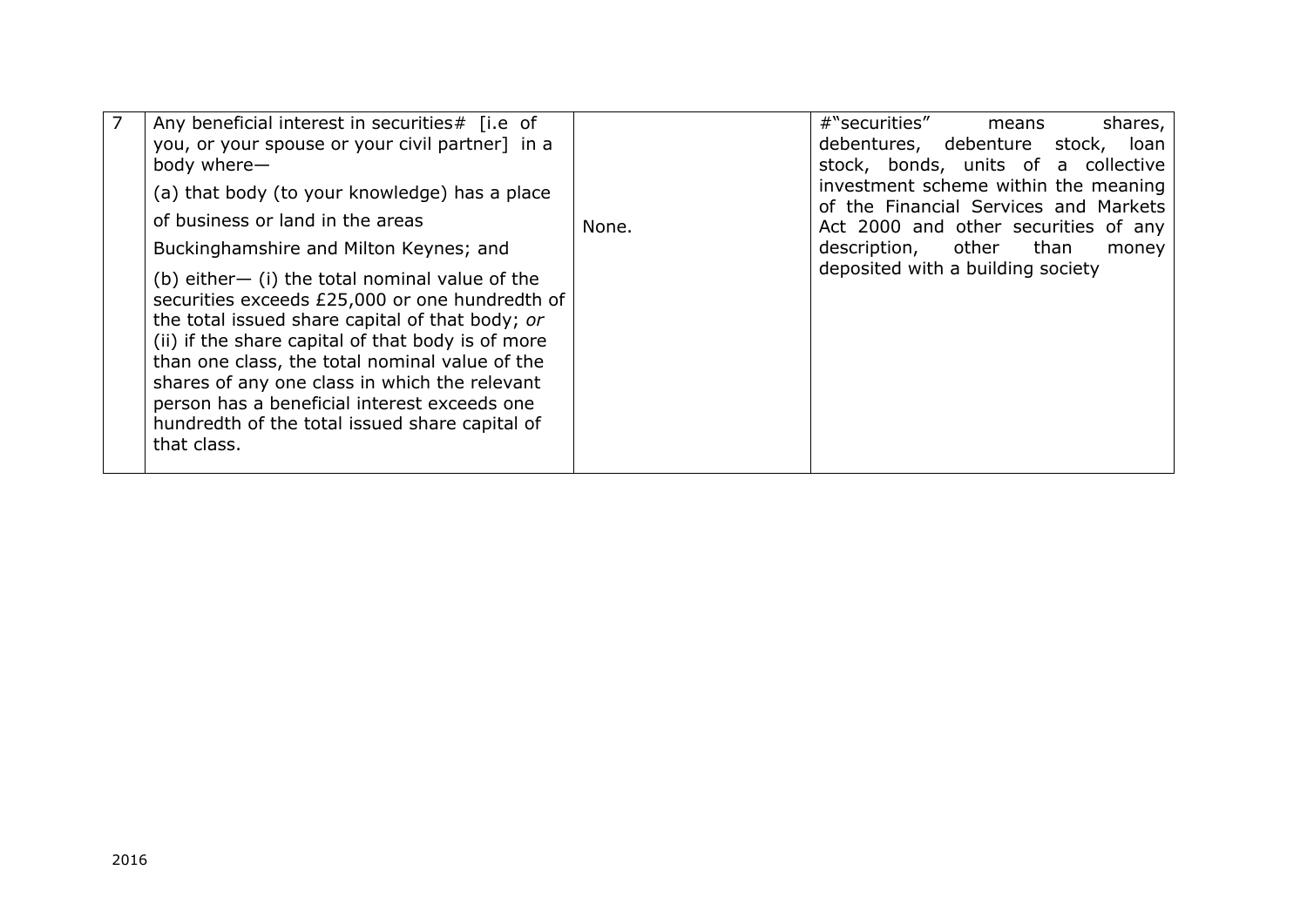| | | | |
|---|---|---|---|
| 7 | Any beneficial interest in securities# [i.e of you, or your spouse or your civil partner] in a body where—<br><br>(a) that body (to your knowledge) has a place of business or land in the areas Buckinghamshire and Milton Keynes; and<br><br>(b) either— (i) the total nominal value of the securities exceeds £25,000 or one hundredth of the total issued share capital of that body; *or* (ii) if the share capital of that body is of more than one class, the total nominal value of the shares of any one class in which the relevant person has a beneficial interest exceeds one hundredth of the total issued share capital of that class. | None. | #"securities" means shares, debentures, debenture stock, loan stock, bonds, units of a collective investment scheme within the meaning of the Financial Services and Markets Act 2000 and other securities of any description, other than money deposited with a building society |

2016